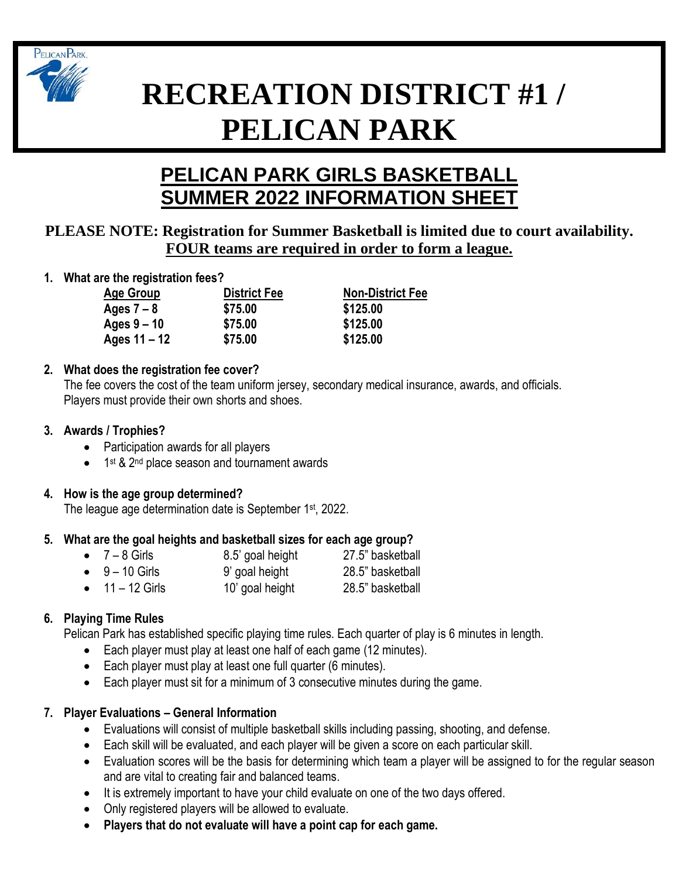# RECREATION DISTRICT #1 / PELICAN PARK

## PELICAN PARK GIRLS BASKETBALL SUMMER 2022 INFORMATION SHEET

**PLEASE NOTE: Registration for Summer Basketball is limited due to court availability. FOUR teams are required in order to form a league.**

**1. What are the registration fees?**

| Age Group | District Fee | Non-District Fee |
|---|---|---|
| Ages 7 – 8 | $75.00 | $125.00 |
| Ages 9 – 10 | $75.00 | $125.00 |
| Ages 11 – 12 | $75.00 | $125.00 |

**2. What does the registration fee cover?**

The fee covers the cost of the team uniform jersey, secondary medical insurance, awards, and officials. Players must provide their own shorts and shoes.

**3. Awards / Trophies?**

- Participation awards for all players
- 1st & 2nd place season and tournament awards

**4. How is the age group determined?**

The league age determination date is September 1st, 2022.

**5. What are the goal heights and basketball sizes for each age group?**

- 7 – 8 Girls — 8.5' goal height — 27.5" basketball
- 9 – 10 Girls — 9' goal height — 28.5" basketball
- 11 – 12 Girls — 10' goal height — 28.5" basketball

**6. Playing Time Rules**

Pelican Park has established specific playing time rules. Each quarter of play is 6 minutes in length.

- Each player must play at least one half of each game (12 minutes).
- Each player must play at least one full quarter (6 minutes).
- Each player must sit for a minimum of 3 consecutive minutes during the game.

**7. Player Evaluations – General Information**

- Evaluations will consist of multiple basketball skills including passing, shooting, and defense.
- Each skill will be evaluated, and each player will be given a score on each particular skill.
- Evaluation scores will be the basis for determining which team a player will be assigned to for the regular season and are vital to creating fair and balanced teams.
- It is extremely important to have your child evaluate on one of the two days offered.
- Only registered players will be allowed to evaluate.
- **Players that do not evaluate will have a point cap for each game.**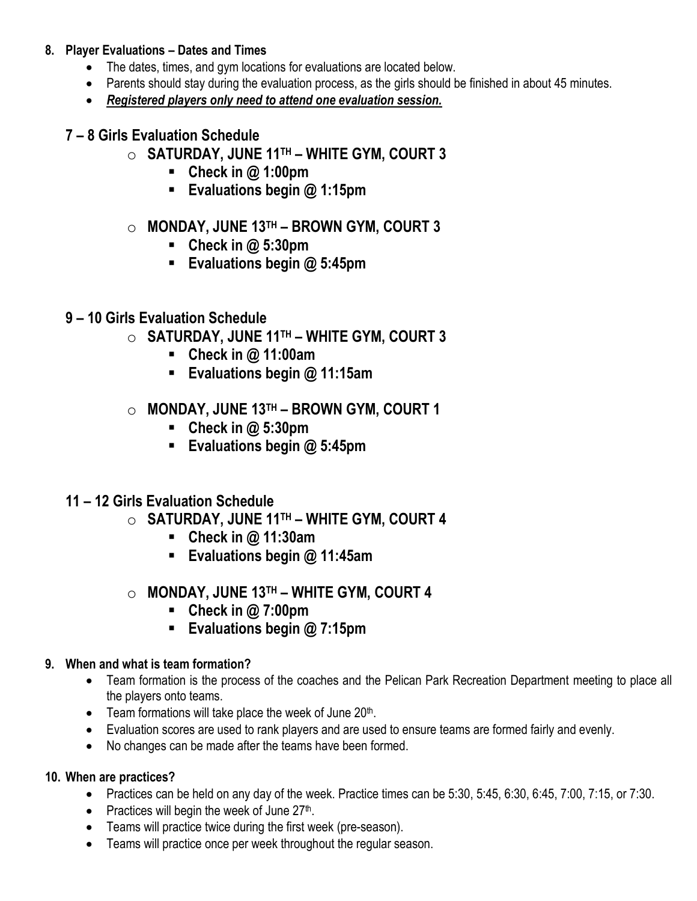**8. Player Evaluations – Dates and Times**

- The dates, times, and gym locations for evaluations are located below.
- Parents should stay during the evaluation process, as the girls should be finished in about 45 minutes.
- ***Registered players only need to attend one evaluation session.***

## 7 – 8 Girls Evaluation Schedule

- **SATURDAY, JUNE 11TH – WHITE GYM, COURT 3**
  - **Check in @ 1:00pm**
  - **Evaluations begin @ 1:15pm**
- **MONDAY, JUNE 13TH – BROWN GYM, COURT 3**
  - **Check in @ 5:30pm**
  - **Evaluations begin @ 5:45pm**

## 9 – 10 Girls Evaluation Schedule

- **SATURDAY, JUNE 11TH – WHITE GYM, COURT 3**
  - **Check in @ 11:00am**
  - **Evaluations begin @ 11:15am**
- **MONDAY, JUNE 13TH – BROWN GYM, COURT 1**
  - **Check in @ 5:30pm**
  - **Evaluations begin @ 5:45pm**

## 11 – 12 Girls Evaluation Schedule

- **SATURDAY, JUNE 11TH – WHITE GYM, COURT 4**
  - **Check in @ 11:30am**
  - **Evaluations begin @ 11:45am**
- **MONDAY, JUNE 13TH – WHITE GYM, COURT 4**
  - **Check in @ 7:00pm**
  - **Evaluations begin @ 7:15pm**

**9. When and what is team formation?**

- Team formation is the process of the coaches and the Pelican Park Recreation Department meeting to place all the players onto teams.
- Team formations will take place the week of June 20th.
- Evaluation scores are used to rank players and are used to ensure teams are formed fairly and evenly.
- No changes can be made after the teams have been formed.

**10. When are practices?**

- Practices can be held on any day of the week. Practice times can be 5:30, 5:45, 6:30, 6:45, 7:00, 7:15, or 7:30.
- Practices will begin the week of June 27th.
- Teams will practice twice during the first week (pre-season).
- Teams will practice once per week throughout the regular season.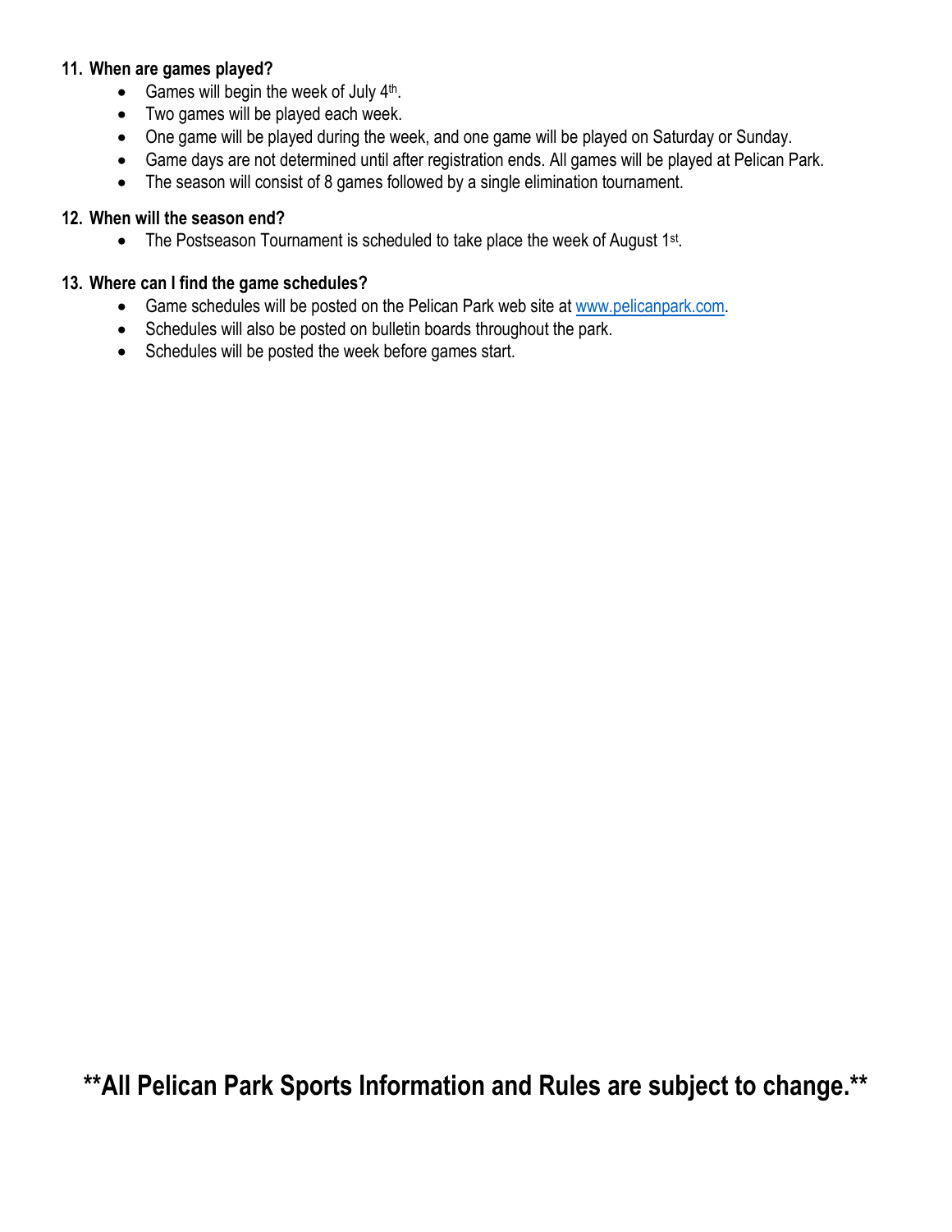**11. When are games played?**

- Games will begin the week of July 4th.
- Two games will be played each week.
- One game will be played during the week, and one game will be played on Saturday or Sunday.
- Game days are not determined until after registration ends. All games will be played at Pelican Park.
- The season will consist of 8 games followed by a single elimination tournament.

**12. When will the season end?**

- The Postseason Tournament is scheduled to take place the week of August 1st.

**13. Where can I find the game schedules?**

- Game schedules will be posted on the Pelican Park web site at [www.pelicanpark.com](http://www.pelicanpark.com).
- Schedules will also be posted on bulletin boards throughout the park.
- Schedules will be posted the week before games start.

## **All Pelican Park Sports Information and Rules are subject to change.**